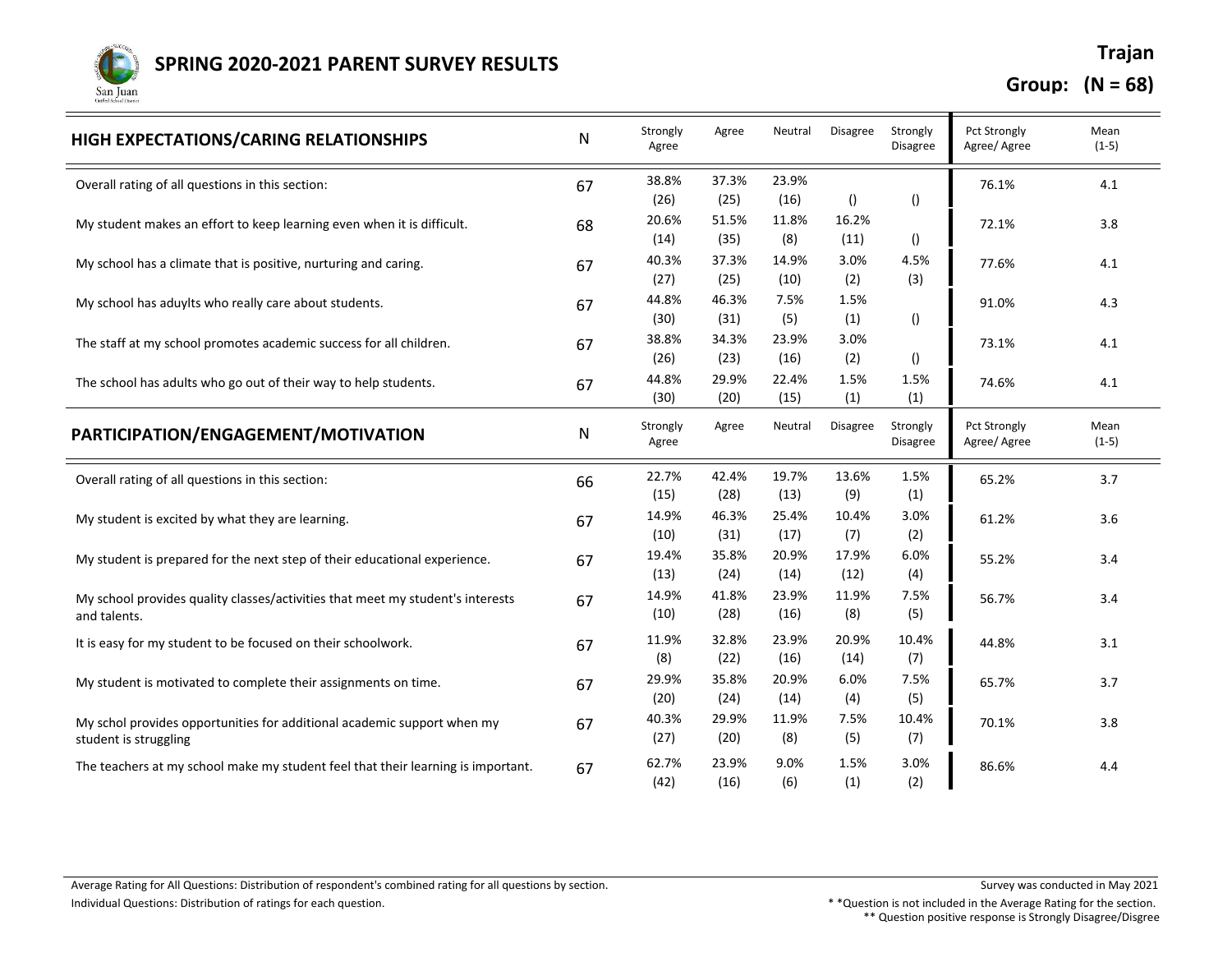# SPRING 2020-2021 PARENT SURVEY RESULTS

**Trajan**

**Group: (N = 68)**

| HIGH EXPECTATIONS/CARING RELATIONSHIPS | N | Strongly Agree | Agree | Neutral | Disagree | Strongly Disagree | Pct Strongly Agree/ Agree | Mean (1-5) |
|---|---|---|---|---|---|---|---|---|
| Overall rating of all questions in this section: | 67 | 38.8% (26) | 37.3% (25) | 23.9% (16) | () | () | 76.1% | 4.1 |
| My student makes an effort to keep learning even when it is difficult. | 68 | 20.6% (14) | 51.5% (35) | 11.8% (8) | 16.2% (11) | () | 72.1% | 3.8 |
| My school has a climate that is positive, nurturing and caring. | 67 | 40.3% (27) | 37.3% (25) | 14.9% (10) | 3.0% (2) | 4.5% (3) | 77.6% | 4.1 |
| My school has aduylts who really care about students. | 67 | 44.8% (30) | 46.3% (31) | 7.5% (5) | 1.5% (1) | () | 91.0% | 4.3 |
| The staff at my school promotes academic success for all children. | 67 | 38.8% (26) | 34.3% (23) | 23.9% (16) | 3.0% (2) | () | 73.1% | 4.1 |
| The school has adults who go out of their way to help students. | 67 | 44.8% (30) | 29.9% (20) | 22.4% (15) | 1.5% (1) | 1.5% (1) | 74.6% | 4.1 |

| PARTICIPATION/ENGAGEMENT/MOTIVATION | N | Strongly Agree | Agree | Neutral | Disagree | Strongly Disagree | Pct Strongly Agree/ Agree | Mean (1-5) |
|---|---|---|---|---|---|---|---|---|
| Overall rating of all questions in this section: | 66 | 22.7% (15) | 42.4% (28) | 19.7% (13) | 13.6% (9) | 1.5% (1) | 65.2% | 3.7 |
| My student is excited by what they are learning. | 67 | 14.9% (10) | 46.3% (31) | 25.4% (17) | 10.4% (7) | 3.0% (2) | 61.2% | 3.6 |
| My student is prepared for the next step of their educational experience. | 67 | 19.4% (13) | 35.8% (24) | 20.9% (14) | 17.9% (12) | 6.0% (4) | 55.2% | 3.4 |
| My school provides quality classes/activities that meet my student's interests and talents. | 67 | 14.9% (10) | 41.8% (28) | 23.9% (16) | 11.9% (8) | 7.5% (5) | 56.7% | 3.4 |
| It is easy for my student to be focused on their schoolwork. | 67 | 11.9% (8) | 32.8% (22) | 23.9% (16) | 20.9% (14) | 10.4% (7) | 44.8% | 3.1 |
| My student is motivated to complete their assignments on time. | 67 | 29.9% (20) | 35.8% (24) | 20.9% (14) | 6.0% (4) | 7.5% (5) | 65.7% | 3.7 |
| My schol provides opportunities for additional academic support when my student is struggling | 67 | 40.3% (27) | 29.9% (20) | 11.9% (8) | 7.5% (5) | 10.4% (7) | 70.1% | 3.8 |
| The teachers at my school make my student feel that their learning is important. | 67 | 62.7% (42) | 23.9% (16) | 9.0% (6) | 1.5% (1) | 3.0% (2) | 86.6% | 4.4 |

Average Rating for All Questions: Distribution of respondent's combined rating for all questions by section.

Individual Questions: Distribution of ratings for each question.

Survey was conducted in May 2021

* *Question is not included in the Average Rating for the section.

** Question positive response is Strongly Disagree/Disgree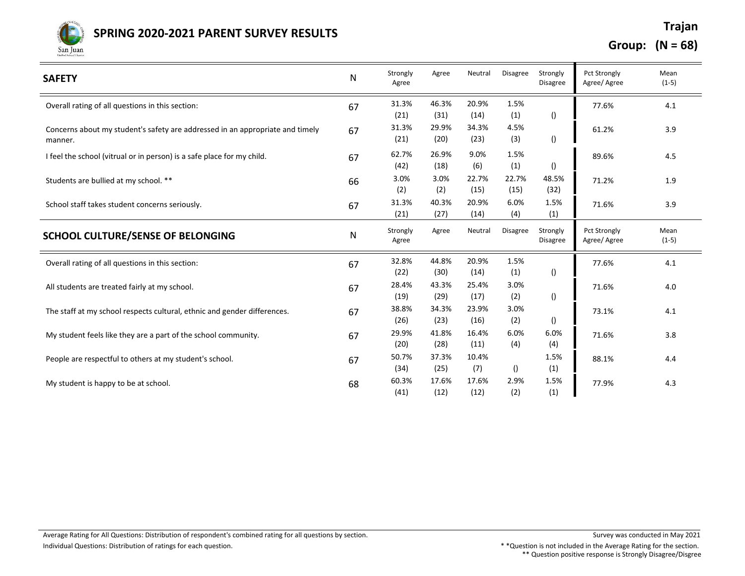# SPRING 2020-2021 PARENT SURVEY RESULTS

**Trajan**

**Group: (N = 68)**

| SAFETY | N | Strongly Agree | Agree | Neutral | Disagree | Strongly Disagree | Pct Strongly Agree/ Agree | Mean (1-5) |
|---|---|---|---|---|---|---|---|---|
| Overall rating of all questions in this section: | 67 | 31.3% (21) | 46.3% (31) | 20.9% (14) | 1.5% (1) | () | 77.6% | 4.1 |
| Concerns about my student's safety are addressed in an appropriate and timely manner. | 67 | 31.3% (21) | 29.9% (20) | 34.3% (23) | 4.5% (3) | () | 61.2% | 3.9 |
| I feel the school (vitrual or in person) is a safe place for my child. | 67 | 62.7% (42) | 26.9% (18) | 9.0% (6) | 1.5% (1) | () | 89.6% | 4.5 |
| Students are bullied at my school. ** | 66 | 3.0% (2) | 3.0% (2) | 22.7% (15) | 22.7% (15) | 48.5% (32) | 71.2% | 1.9 |
| School staff takes student concerns seriously. | 67 | 31.3% (21) | 40.3% (27) | 20.9% (14) | 6.0% (4) | 1.5% (1) | 71.6% | 3.9 |

| SCHOOL CULTURE/SENSE OF BELONGING | N | Strongly Agree | Agree | Neutral | Disagree | Strongly Disagree | Pct Strongly Agree/ Agree | Mean (1-5) |
|---|---|---|---|---|---|---|---|---|
| Overall rating of all questions in this section: | 67 | 32.8% (22) | 44.8% (30) | 20.9% (14) | 1.5% (1) | () | 77.6% | 4.1 |
| All students are treated fairly at my school. | 67 | 28.4% (19) | 43.3% (29) | 25.4% (17) | 3.0% (2) | () | 71.6% | 4.0 |
| The staff at my school respects cultural, ethnic and gender differences. | 67 | 38.8% (26) | 34.3% (23) | 23.9% (16) | 3.0% (2) | () | 73.1% | 4.1 |
| My student feels like they are a part of the school community. | 67 | 29.9% (20) | 41.8% (28) | 16.4% (11) | 6.0% (4) | 6.0% (4) | 71.6% | 3.8 |
| People are respectful to others at my student's school. | 67 | 50.7% (34) | 37.3% (25) | 10.4% (7) | () | 1.5% (1) | 88.1% | 4.4 |
| My student is happy to be at school. | 68 | 60.3% (41) | 17.6% (12) | 17.6% (12) | 2.9% (2) | 1.5% (1) | 77.9% | 4.3 |

Average Rating for All Questions: Distribution of respondent's combined rating for all questions by section.

Individual Questions: Distribution of ratings for each question.

Survey was conducted in May 2021

* *Question is not included in the Average Rating for the section.

** Question positive response is Strongly Disagree/Disgree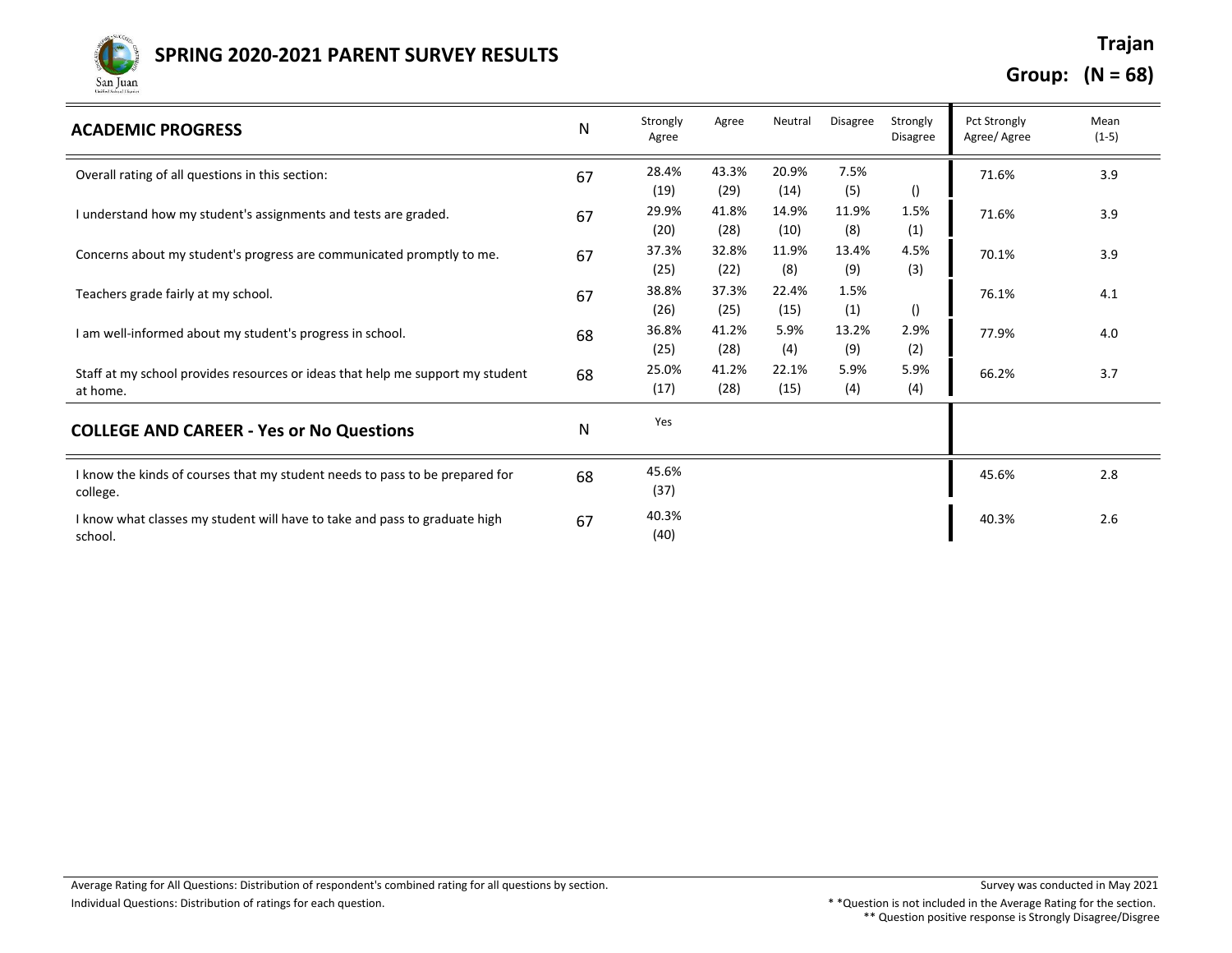# SPRING 2020-2021 PARENT SURVEY RESULTS

**Trajan**

**Group: (N = 68)**

| ACADEMIC PROGRESS | N | Strongly Agree | Agree | Neutral | Disagree | Strongly Disagree | Pct Strongly Agree/ Agree | Mean (1-5) |
|---|---|---|---|---|---|---|---|---|
| Overall rating of all questions in this section: | 67 | 28.4% (19) | 43.3% (29) | 20.9% (14) | 7.5% (5) | () | 71.6% | 3.9 |
| I understand how my student's assignments and tests are graded. | 67 | 29.9% (20) | 41.8% (28) | 14.9% (10) | 11.9% (8) | 1.5% (1) | 71.6% | 3.9 |
| Concerns about my student's progress are communicated promptly to me. | 67 | 37.3% (25) | 32.8% (22) | 11.9% (8) | 13.4% (9) | 4.5% (3) | 70.1% | 3.9 |
| Teachers grade fairly at my school. | 67 | 38.8% (26) | 37.3% (25) | 22.4% (15) | 1.5% (1) | () | 76.1% | 4.1 |
| I am well-informed about my student's progress in school. | 68 | 36.8% (25) | 41.2% (28) | 5.9% (4) | 13.2% (9) | 2.9% (2) | 77.9% | 4.0 |
| Staff at my school provides resources or ideas that help me support my student at home. | 68 | 25.0% (17) | 41.2% (28) | 22.1% (15) | 5.9% (4) | 5.9% (4) | 66.2% | 3.7 |

| COLLEGE AND CAREER - Yes or No Questions | N | Yes | | |
|---|---|---|---|---|
| I know the kinds of courses that my student needs to pass to be prepared for college. | 68 | 45.6% (37) | 45.6% | 2.8 |
| I know what classes my student will have to take and pass to graduate high school. | 67 | 40.3% (40) | 40.3% | 2.6 |

Average Rating for All Questions: Distribution of respondent's combined rating for all questions by section.

Individual Questions: Distribution of ratings for each question.

Survey was conducted in May 2021

* *Question is not included in the Average Rating for the section.

** Question positive response is Strongly Disagree/Disgree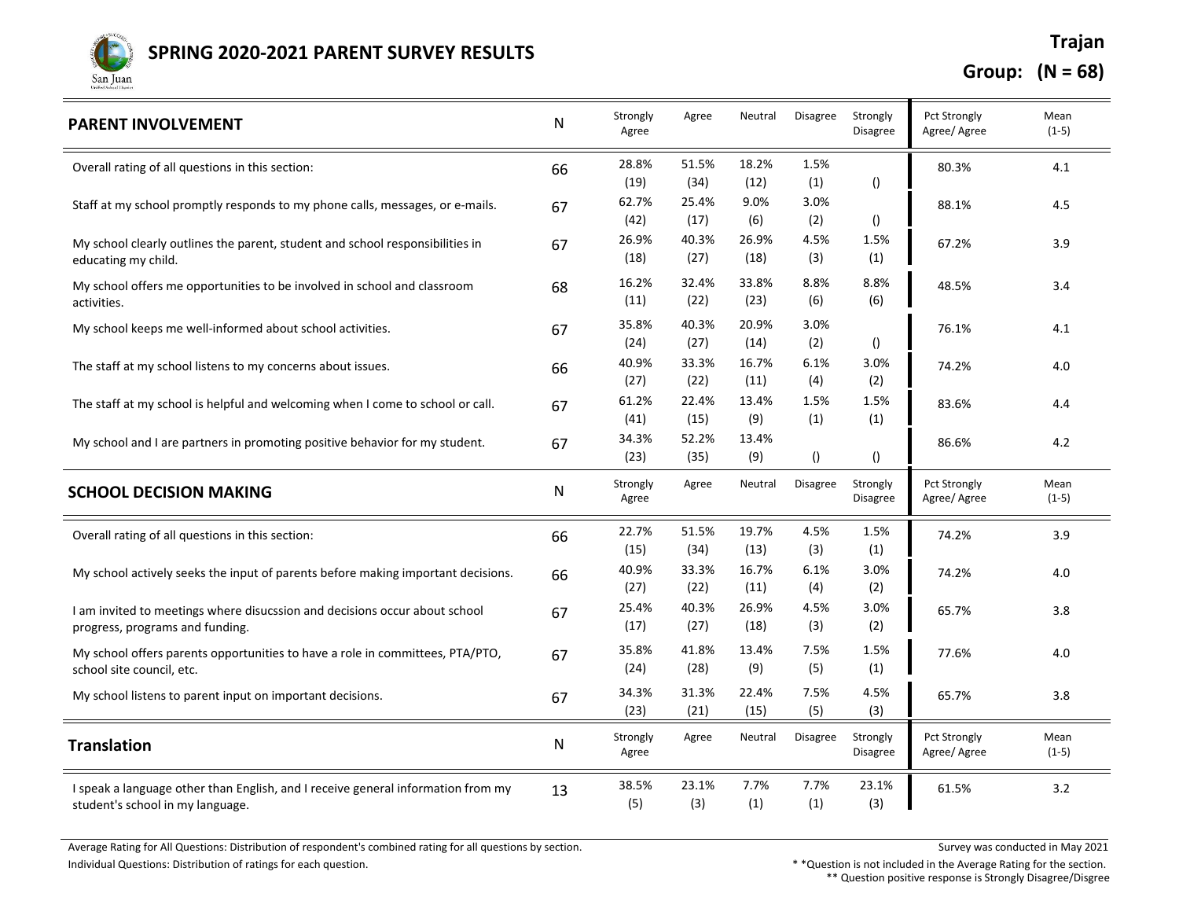# SPRING 2020-2021 PARENT SURVEY RESULTS

**Trajan**

**Group: (N = 68)**

| PARENT INVOLVEMENT | N | Strongly Agree | Agree | Neutral | Disagree | Strongly Disagree | Pct Strongly Agree/ Agree | Mean (1-5) |
|---|---|---|---|---|---|---|---|---|
| Overall rating of all questions in this section: | 66 | 28.8% (19) | 51.5% (34) | 18.2% (12) | 1.5% (1) | () | 80.3% | 4.1 |
| Staff at my school promptly responds to my phone calls, messages, or e-mails. | 67 | 62.7% (42) | 25.4% (17) | 9.0% (6) | 3.0% (2) | () | 88.1% | 4.5 |
| My school clearly outlines the parent, student and school responsibilities in educating my child. | 67 | 26.9% (18) | 40.3% (27) | 26.9% (18) | 4.5% (3) | 1.5% (1) | 67.2% | 3.9 |
| My school offers me opportunities to be involved in school and classroom activities. | 68 | 16.2% (11) | 32.4% (22) | 33.8% (23) | 8.8% (6) | 8.8% (6) | 48.5% | 3.4 |
| My school keeps me well-informed about school activities. | 67 | 35.8% (24) | 40.3% (27) | 20.9% (14) | 3.0% (2) | () | 76.1% | 4.1 |
| The staff at my school listens to my concerns about issues. | 66 | 40.9% (27) | 33.3% (22) | 16.7% (11) | 6.1% (4) | 3.0% (2) | 74.2% | 4.0 |
| The staff at my school is helpful and welcoming when I come to school or call. | 67 | 61.2% (41) | 22.4% (15) | 13.4% (9) | 1.5% (1) | 1.5% (1) | 83.6% | 4.4 |
| My school and I are partners in promoting positive behavior for my student. | 67 | 34.3% (23) | 52.2% (35) | 13.4% (9) | () | () | 86.6% | 4.2 |

| SCHOOL DECISION MAKING | N | Strongly Agree | Agree | Neutral | Disagree | Strongly Disagree | Pct Strongly Agree/ Agree | Mean (1-5) |
|---|---|---|---|---|---|---|---|---|
| Overall rating of all questions in this section: | 66 | 22.7% (15) | 51.5% (34) | 19.7% (13) | 4.5% (3) | 1.5% (1) | 74.2% | 3.9 |
| My school actively seeks the input of parents before making important decisions. | 66 | 40.9% (27) | 33.3% (22) | 16.7% (11) | 6.1% (4) | 3.0% (2) | 74.2% | 4.0 |
| I am invited to meetings where disucssion and decisions occur about school progress, programs and funding. | 67 | 25.4% (17) | 40.3% (27) | 26.9% (18) | 4.5% (3) | 3.0% (2) | 65.7% | 3.8 |
| My school offers parents opportunities to have a role in committees, PTA/PTO, school site council, etc. | 67 | 35.8% (24) | 41.8% (28) | 13.4% (9) | 7.5% (5) | 1.5% (1) | 77.6% | 4.0 |
| My school listens to parent input on important decisions. | 67 | 34.3% (23) | 31.3% (21) | 22.4% (15) | 7.5% (5) | 4.5% (3) | 65.7% | 3.8 |

| Translation | N | Strongly Agree | Agree | Neutral | Disagree | Strongly Disagree | Pct Strongly Agree/ Agree | Mean (1-5) |
|---|---|---|---|---|---|---|---|---|
| I speak a language other than English, and I receive general information from my student's school in my language. | 13 | 38.5% (5) | 23.1% (3) | 7.7% (1) | 7.7% (1) | 23.1% (3) | 61.5% | 3.2 |

Average Rating for All Questions: Distribution of respondent's combined rating for all questions by section.

Individual Questions: Distribution of ratings for each question.

Survey was conducted in May 2021

* *Question is not included in the Average Rating for the section.

** Question positive response is Strongly Disagree/Disgree